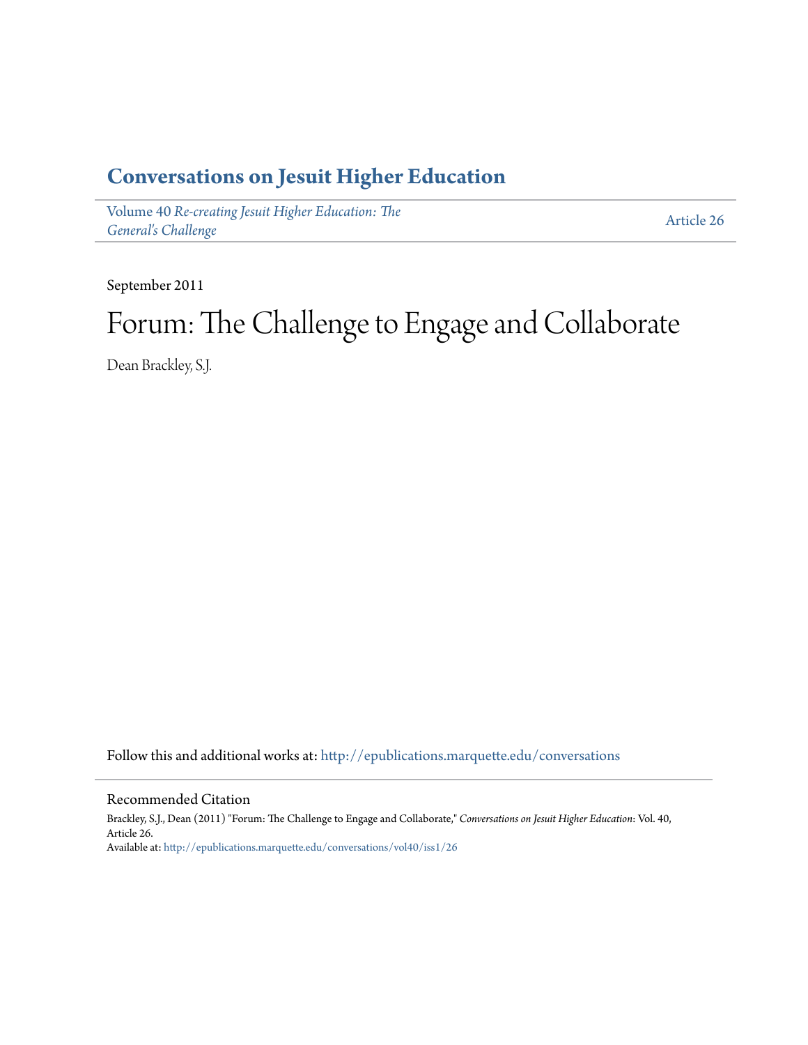# Conversations on Jesuit Higher Education

Volume 40 *Re-creating Jesuit Higher Education: The General's Challenge* — Article 26

September 2011

# Forum: The Challenge to Engage and Collaborate

Dean Brackley, S.J.

Follow this and additional works at: http://epublications.marquette.edu/conversations

## Recommended Citation

Brackley, S.J., Dean (2011) "Forum: The Challenge to Engage and Collaborate," *Conversations on Jesuit Higher Education*: Vol. 40, Article 26.
Available at: http://epublications.marquette.edu/conversations/vol40/iss1/26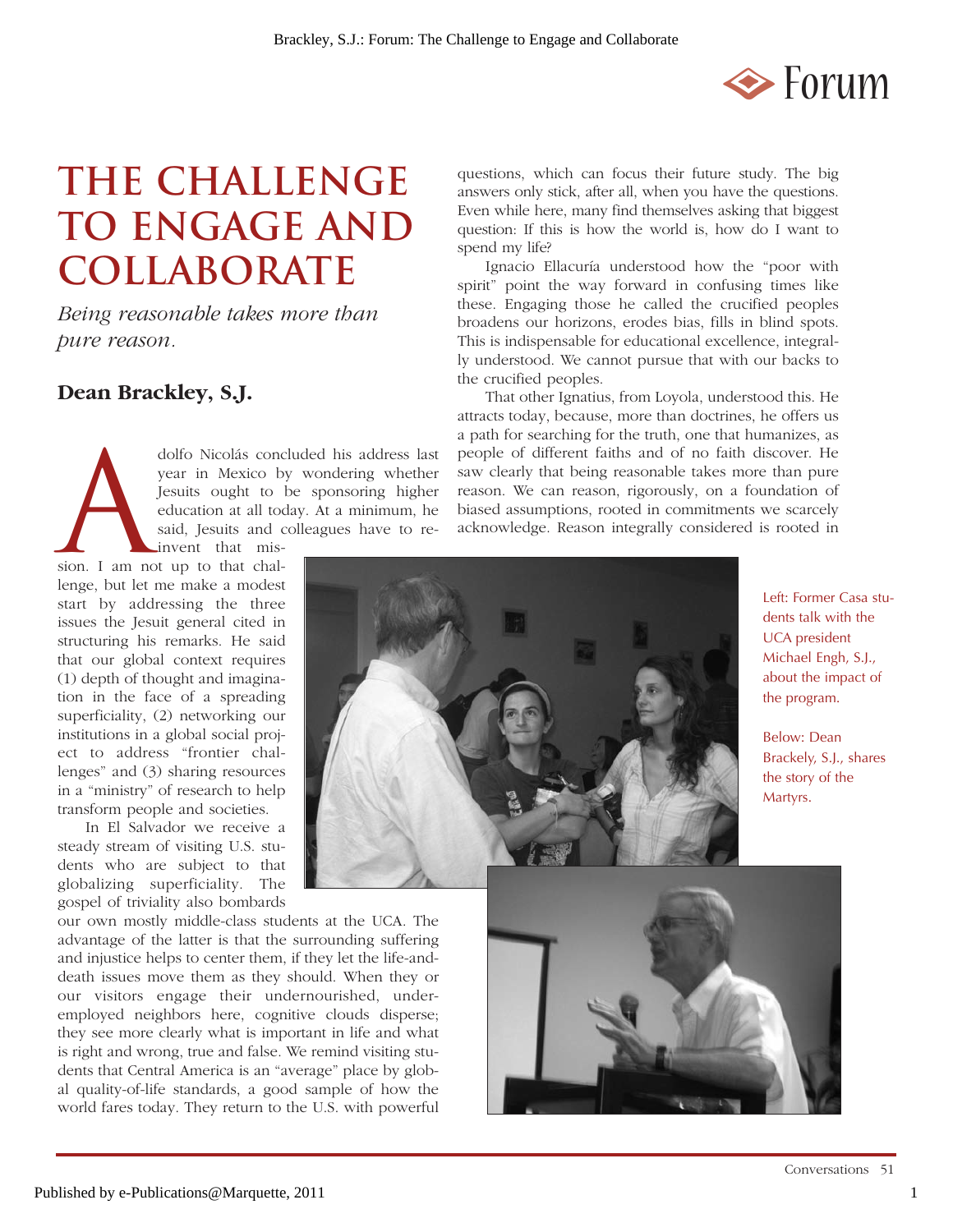# THE CHALLENGE TO ENGAGE AND COLLABORATE

*Being reasonable takes more than pure reason.*

**Dean Brackley, S.J.**

Adolfo Nicolás concluded his address last year in Mexico by wondering whether Jesuits ought to be sponsoring higher education at all today. At a minimum, he said, Jesuits and colleagues have to reinvent that mission. I am not up to that challenge, but let me make a modest start by addressing the three issues the Jesuit general cited in structuring his remarks. He said that our global context requires (1) depth of thought and imagination in the face of a spreading superficiality, (2) networking our institutions in a global social project to address "frontier challenges" and (3) sharing resources in a "ministry" of research to help transform people and societies.

In El Salvador we receive a steady stream of visiting U.S. students who are subject to that globalizing superficiality. The gospel of triviality also bombards our own mostly middle-class students at the UCA. The advantage of the latter is that the surrounding suffering and injustice helps to center them, if they let the life-and-death issues move them as they should. When they or our visitors engage their undernourished, underemployed neighbors here, cognitive clouds disperse; they see more clearly what is important in life and what is right and wrong, true and false. We remind visiting students that Central America is an "average" place by global quality-of-life standards, a good sample of how the world fares today. They return to the U.S. with powerful questions, which can focus their future study. The big answers only stick, after all, when you have the questions. Even while here, many find themselves asking that biggest question: If this is how the world is, how do I want to spend my life?

Ignacio Ellacuría understood how the "poor with spirit" point the way forward in confusing times like these. Engaging those he called the crucified peoples broadens our horizons, erodes bias, fills in blind spots. This is indispensable for educational excellence, integrally understood. We cannot pursue that with our backs to the crucified peoples.

That other Ignatius, from Loyola, understood this. He attracts today, because, more than doctrines, he offers us a path for searching for the truth, one that humanizes, as people of different faiths and of no faith discover. He saw clearly that being reasonable takes more than pure reason. We can reason, rigorously, on a foundation of biased assumptions, rooted in commitments we scarcely acknowledge. Reason integrally considered is rooted in

Left: Former Casa students talk with the UCA president Michael Engh, S.J., about the impact of the program.

Below: Dean Brackely, S.J., shares the story of the Martyrs.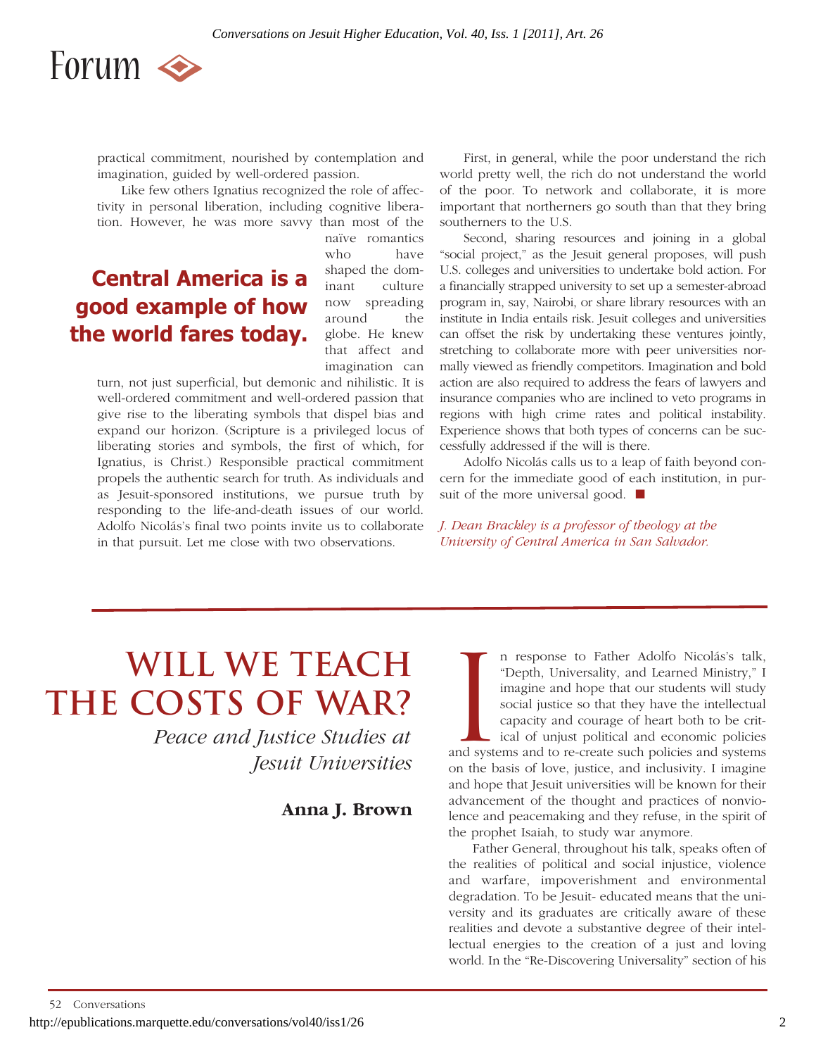practical commitment, nourished by contemplation and imagination, guided by well-ordered passion.

Like few others Ignatius recognized the role of affectivity in personal liberation, including cognitive liberation. However, he was more savvy than most of the naïve romantics who have shaped the dominant culture now spreading around the globe. He knew that affect and imagination can turn, not just superficial, but demonic and nihilistic. It is well-ordered commitment and well-ordered passion that give rise to the liberating symbols that dispel bias and expand our horizon. (Scripture is a privileged locus of liberating stories and symbols, the first of which, for Ignatius, is Christ.) Responsible practical commitment propels the authentic search for truth. As individuals and as Jesuit-sponsored institutions, we pursue truth by responding to the life-and-death issues of our world. Adolfo Nicolás's final two points invite us to collaborate in that pursuit. Let me close with two observations.

**Central America is a good example of how the world fares today.**

First, in general, while the poor understand the rich world pretty well, the rich do not understand the world of the poor. To network and collaborate, it is more important that northerners go south than that they bring southerners to the U.S.

Second, sharing resources and joining in a global "social project," as the Jesuit general proposes, will push U.S. colleges and universities to undertake bold action. For a financially strapped university to set up a semester-abroad program in, say, Nairobi, or share library resources with an institute in India entails risk. Jesuit colleges and universities can offset the risk by undertaking these ventures jointly, stretching to collaborate more with peer universities normally viewed as friendly competitors. Imagination and bold action are also required to address the fears of lawyers and insurance companies who are inclined to veto programs in regions with high crime rates and political instability. Experience shows that both types of concerns can be successfully addressed if the will is there.

Adolfo Nicolás calls us to a leap of faith beyond concern for the immediate good of each institution, in pursuit of the more universal good. ■

*J. Dean Brackley is a professor of theology at the University of Central America in San Salvador.*

---

# WILL WE TEACH THE COSTS OF WAR?

## *Peace and Justice Studies at Jesuit Universities*

**Anna J. Brown**

In response to Father Adolfo Nicolás's talk, "Depth, Universality, and Learned Ministry," I imagine and hope that our students will study social justice so that they have the intellectual capacity and courage of heart both to be critical of unjust political and economic policies and systems and to re-create such policies and systems on the basis of love, justice, and inclusivity. I imagine and hope that Jesuit universities will be known for their advancement of the thought and practices of nonviolence and peacemaking and they refuse, in the spirit of the prophet Isaiah, to study war anymore.

Father General, throughout his talk, speaks often of the realities of political and social injustice, violence and warfare, impoverishment and environmental degradation. To be Jesuit- educated means that the university and its graduates are critically aware of these realities and devote a substantive degree of their intellectual energies to the creation of a just and loving world. In the "Re-Discovering Universality" section of his